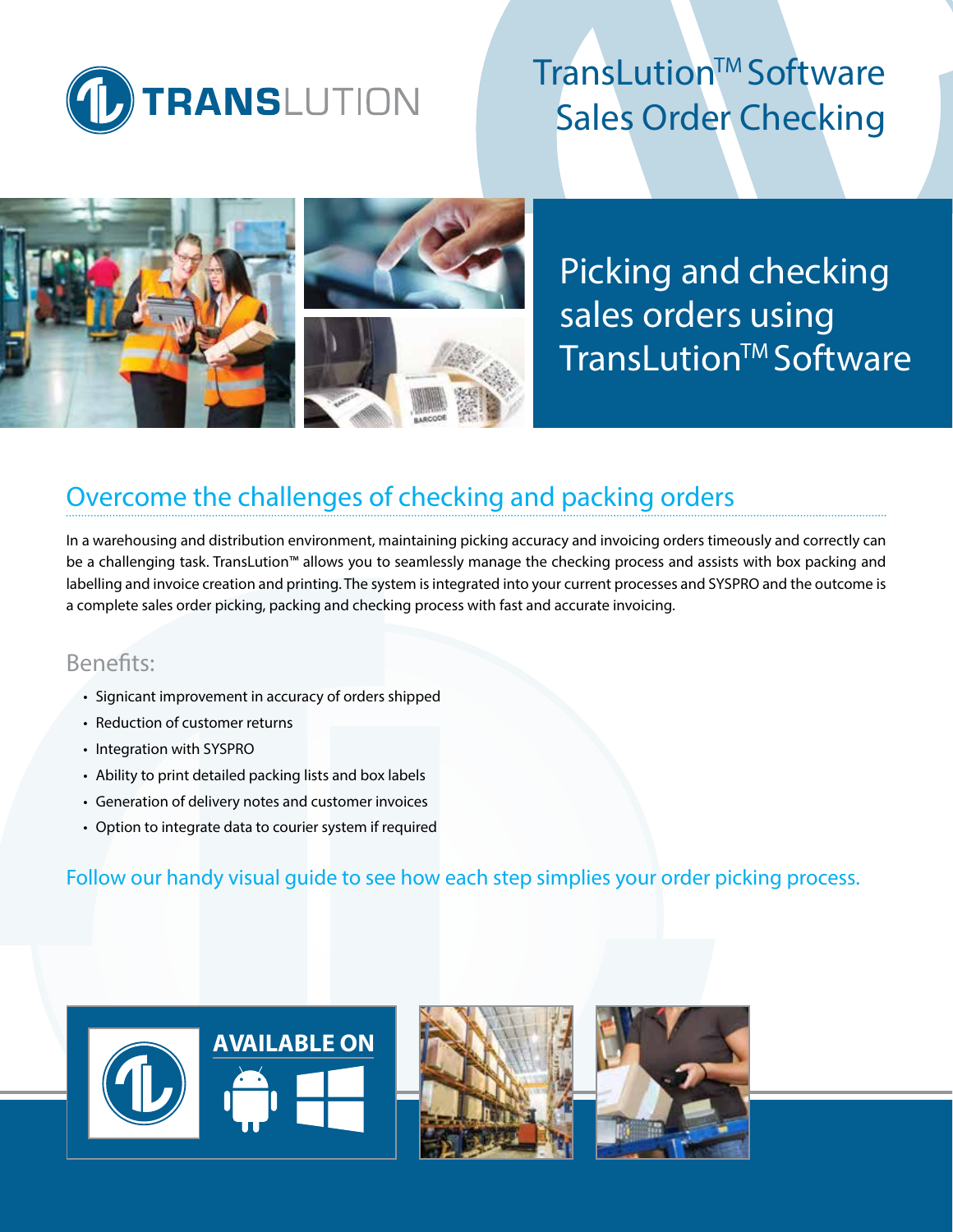# TransLution™ Software Sales Order Checking

## Picking and checking sales orders using TransLution™ Software

## Overcome the challenges of checking and packing orders

In a warehousing and distribution environment, maintaining picking accuracy and invoicing orders timeously and correctly can be a challenging task. TransLution™ allows you to seamlessly manage the checking process and assists with box packing and labelling and invoice creation and printing. The system is integrated into your current processes and SYSPRO and the outcome is a complete sales order picking, packing and checking process with fast and accurate invoicing.

### Benefits:

- Signicant improvement in accuracy of orders shipped
- Reduction of customer returns
- Integration with SYSPRO
- Ability to print detailed packing lists and box labels
- Generation of delivery notes and customer invoices
- Option to integrate data to courier system if required

Follow our handy visual guide to see how each step simplies your order picking process.

**AVAILABLE ON**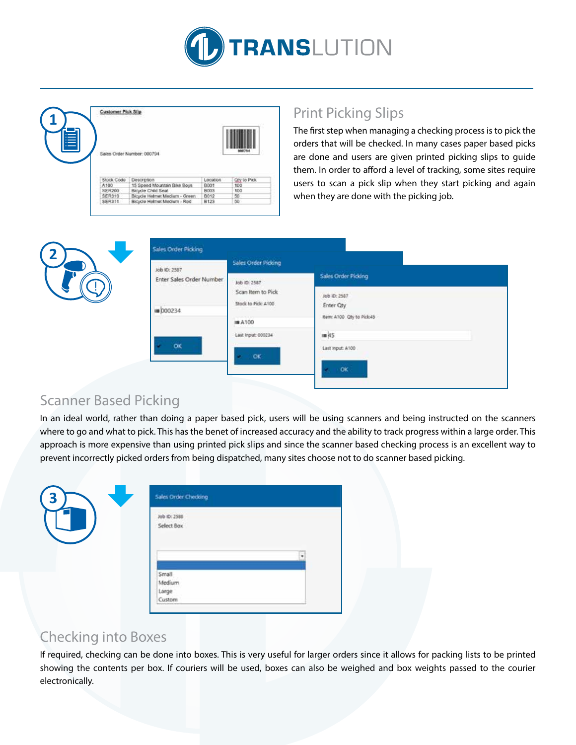## Print Picking Slips

The first step when managing a checking process is to pick the orders that will be checked. In many cases paper based picks are done and users are given printed picking slips to guide them. In order to afford a level of tracking, some sites require users to scan a pick slip when they start picking and again when they are done with the picking job.

## Scanner Based Picking

In an ideal world, rather than doing a paper based pick, users will be using scanners and being instructed on the scanners where to go and what to pick. This has the benet of increased accuracy and the ability to track progress within a large order. This approach is more expensive than using printed pick slips and since the scanner based checking process is an excellent way to prevent incorrectly picked orders from being dispatched, many sites choose not to do scanner based picking.

## Checking into Boxes

If required, checking can be done into boxes. This is very useful for larger orders since it allows for packing lists to be printed showing the contents per box. If couriers will be used, boxes can also be weighed and box weights passed to the courier electronically.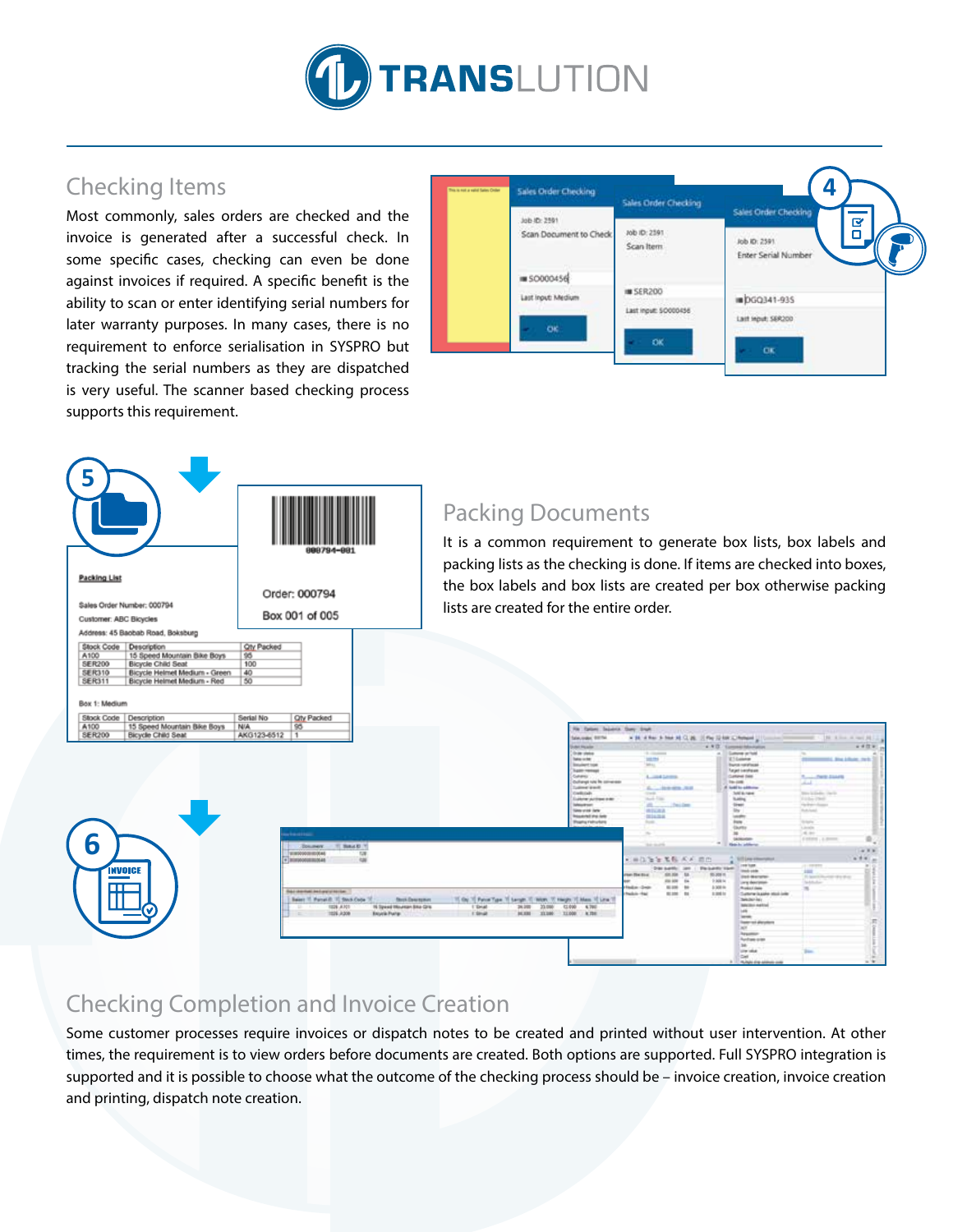## Checking Items

Most commonly, sales orders are checked and the invoice is generated after a successful check. In some specific cases, checking can even be done against invoices if required. A specific benefit is the ability to scan or enter identifying serial numbers for later warranty purposes. In many cases, there is no requirement to enforce serialisation in SYSPRO but tracking the serial numbers as they are dispatched is very useful. The scanner based checking process supports this requirement.

## Packing Documents

It is a common requirement to generate box lists, box labels and packing lists as the checking is done. If items are checked into boxes, the box labels and box lists are created per box otherwise packing lists are created for the entire order.

## Checking Completion and Invoice Creation

Some customer processes require invoices or dispatch notes to be created and printed without user intervention. At other times, the requirement is to view orders before documents are created. Both options are supported. Full SYSPRO integration is supported and it is possible to choose what the outcome of the checking process should be – invoice creation, invoice creation and printing, dispatch note creation.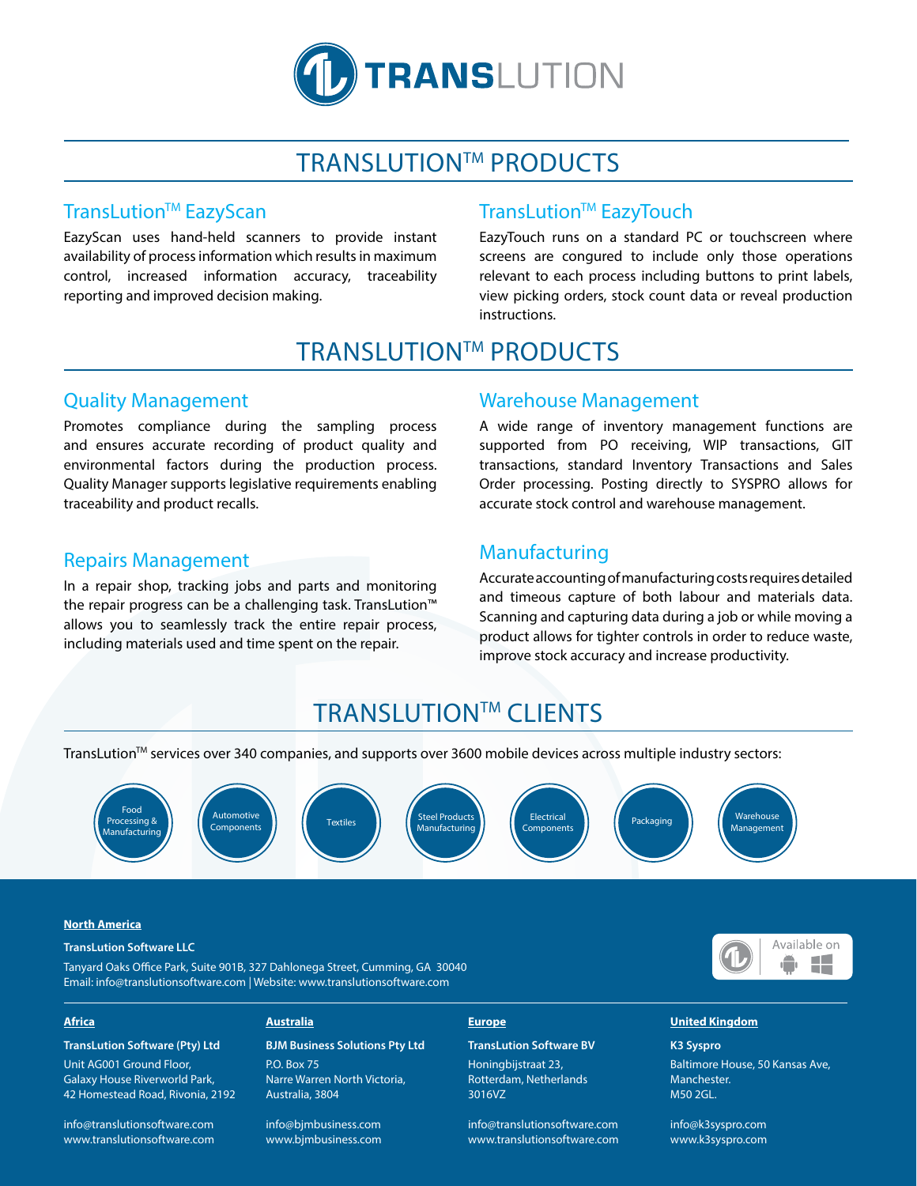# TRANSLUTION[TM] PRODUCTS

## TransLution[TM] EazyScan

EazyScan uses hand-held scanners to provide instant availability of process information which results in maximum control, increased information accuracy, traceability reporting and improved decision making.

## TransLution[TM] EazyTouch

EazyTouch runs on a standard PC or touchscreen where screens are congured to include only those operations relevant to each process including buttons to print labels, view picking orders, stock count data or reveal production instructions.

# TRANSLUTION[TM] PRODUCTS

## Quality Management

Promotes compliance during the sampling process and ensures accurate recording of product quality and environmental factors during the production process. Quality Manager supports legislative requirements enabling traceability and product recalls.

## Repairs Management

In a repair shop, tracking jobs and parts and monitoring the repair progress can be a challenging task. TransLution™ allows you to seamlessly track the entire repair process, including materials used and time spent on the repair.

## Warehouse Management

A wide range of inventory management functions are supported from PO receiving, WIP transactions, GIT transactions, standard Inventory Transactions and Sales Order processing. Posting directly to SYSPRO allows for accurate stock control and warehouse management.

## Manufacturing

Accurate accounting of manufacturing costs requires detailed and timeous capture of both labour and materials data. Scanning and capturing data during a job or while moving a product allows for tighter controls in order to reduce waste, improve stock accuracy and increase productivity.

# TRANSLUTION[TM] CLIENTS

TransLution[TM] services over 340 companies, and supports over 3600 mobile devices across multiple industry sectors:

- Food Processing & Manufacturing
- Automotive Components
- Textiles
- Steel Products Manufacturing
- Electrical Components
- Packaging
- Warehouse Management

**North America**

**TransLution Software LLC**

Tanyard Oaks Office Park, Suite 901B, 327 Dahlonega Street, Cumming, GA 30040
Email: info@translutionsoftware.com | Website: www.translutionsoftware.com

Available on

**Africa**

**TransLution Software (Pty) Ltd**
Unit AG001 Ground Floor,
Galaxy House Riverworld Park,
42 Homestead Road, Rivonia, 2192

info@translutionsoftware.com
www.translutionsoftware.com

**Australia**

**BJM Business Solutions Pty Ltd**
P.O. Box 75
Narre Warren North Victoria,
Australia, 3804

info@bjmbusiness.com
www.bjmbusiness.com

**Europe**

**TransLution Software BV**
Honingbijstraat 23,
Rotterdam, Netherlands
3016VZ

info@translutionsoftware.com
www.translutionsoftware.com

**United Kingdom**

**K3 Syspro**
Baltimore House, 50 Kansas Ave,
Manchester.
M50 2GL.

info@k3syspro.com
www.k3syspro.com